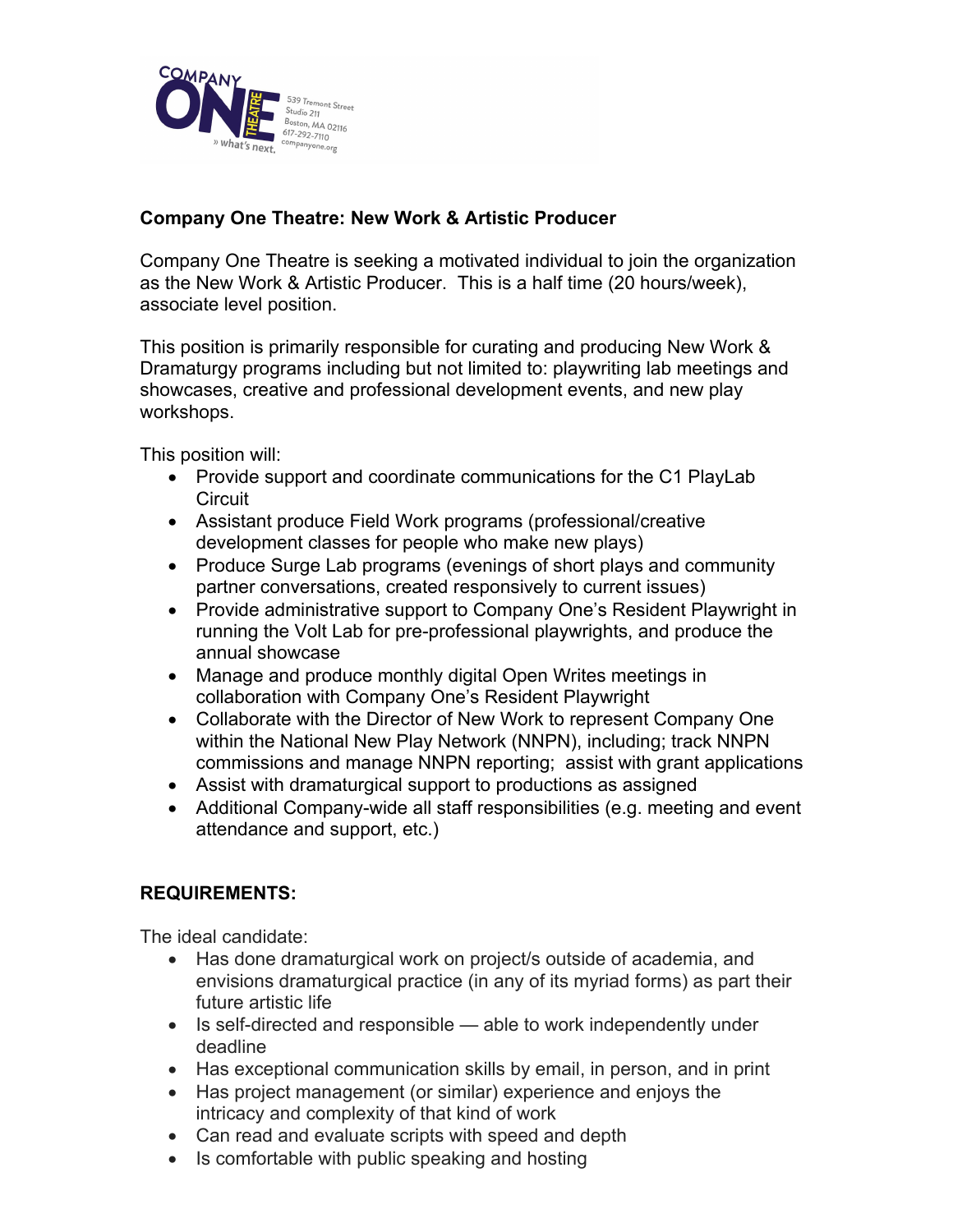Company One Theatre
539 Tremont Street
Studio 211
Boston, MA 02116
617-292-7110
companyone.org
» what's next.

**Company One Theatre: New Work & Artistic Producer**

Company One Theatre is seeking a motivated individual to join the organization as the New Work & Artistic Producer. This is a half time (20 hours/week), associate level position.

This position is primarily responsible for curating and producing New Work & Dramaturgy programs including but not limited to: playwriting lab meetings and showcases, creative and professional development events, and new play workshops.

This position will:

- Provide support and coordinate communications for the C1 PlayLab Circuit
- Assistant produce Field Work programs (professional/creative development classes for people who make new plays)
- Produce Surge Lab programs (evenings of short plays and community partner conversations, created responsively to current issues)
- Provide administrative support to Company One's Resident Playwright in running the Volt Lab for pre-professional playwrights, and produce the annual showcase
- Manage and produce monthly digital Open Writes meetings in collaboration with Company One's Resident Playwright
- Collaborate with the Director of New Work to represent Company One within the National New Play Network (NNPN), including; track NNPN commissions and manage NNPN reporting; assist with grant applications
- Assist with dramaturgical support to productions as assigned
- Additional Company-wide all staff responsibilities (e.g. meeting and event attendance and support, etc.)

**REQUIREMENTS:**

The ideal candidate:

- Has done dramaturgical work on project/s outside of academia, and envisions dramaturgical practice (in any of its myriad forms) as part their future artistic life
- Is self-directed and responsible — able to work independently under deadline
- Has exceptional communication skills by email, in person, and in print
- Has project management (or similar) experience and enjoys the intricacy and complexity of that kind of work
- Can read and evaluate scripts with speed and depth
- Is comfortable with public speaking and hosting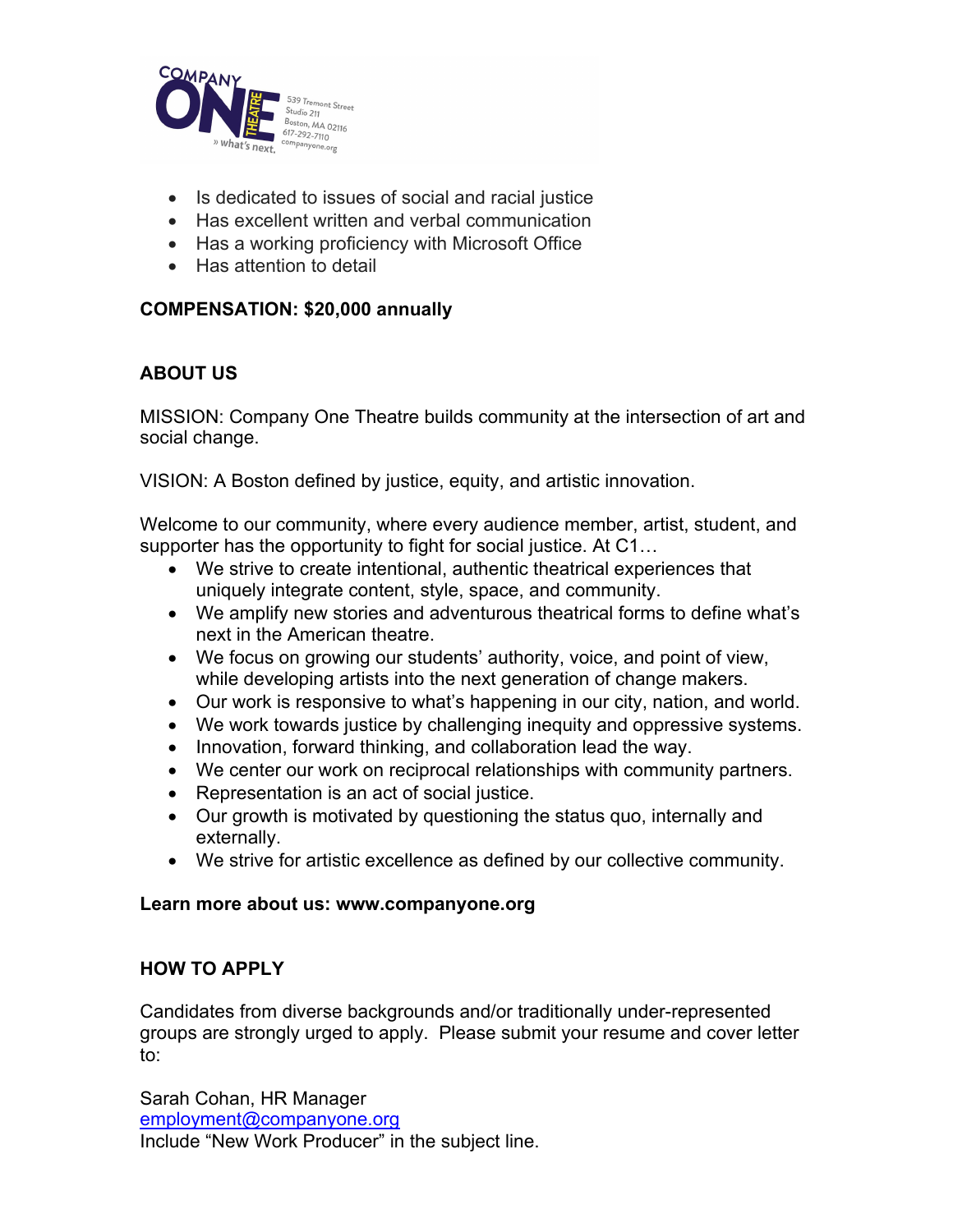- Is dedicated to issues of social and racial justice
- Has excellent written and verbal communication
- Has a working proficiency with Microsoft Office
- Has attention to detail

**COMPENSATION: $20,000 annually**

**ABOUT US**

MISSION: Company One Theatre builds community at the intersection of art and social change.

VISION: A Boston defined by justice, equity, and artistic innovation.

Welcome to our community, where every audience member, artist, student, and supporter has the opportunity to fight for social justice. At C1…

- We strive to create intentional, authentic theatrical experiences that uniquely integrate content, style, space, and community.
- We amplify new stories and adventurous theatrical forms to define what's next in the American theatre.
- We focus on growing our students' authority, voice, and point of view, while developing artists into the next generation of change makers.
- Our work is responsive to what's happening in our city, nation, and world.
- We work towards justice by challenging inequity and oppressive systems.
- Innovation, forward thinking, and collaboration lead the way.
- We center our work on reciprocal relationships with community partners.
- Representation is an act of social justice.
- Our growth is motivated by questioning the status quo, internally and externally.
- We strive for artistic excellence as defined by our collective community.

**Learn more about us: www.companyone.org**

**HOW TO APPLY**

Candidates from diverse backgrounds and/or traditionally under-represented groups are strongly urged to apply. Please submit your resume and cover letter to:

Sarah Cohan, HR Manager
employment@companyone.org
Include "New Work Producer" in the subject line.